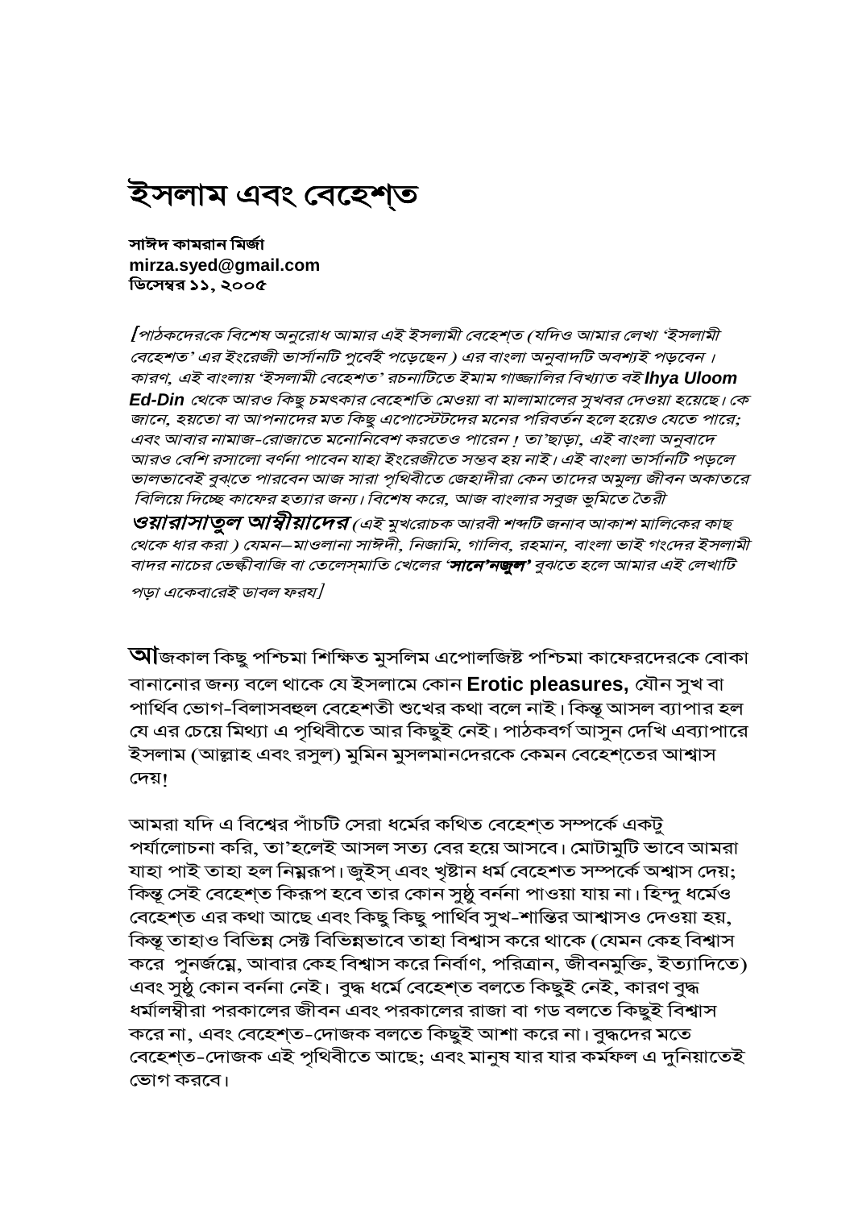# ইসলাম এবং বেহেশ্ত

**সাঈদ কামরান মির্জা**
**mirza.syed@gmail.com**
**ডিসেম্বর ১১, ২০০৫**

*[পাঠকদেরকে বিশেষ অনুরোধ আমার এই ইসলামী বেহেশ্ত (যদিও আমার লেখা 'ইসলামী বেহেশ্ত' এর ইংরেজী ভার্সানটি পুর্বেই পড়েছেন ) এর বাংলা অনুবাদটি অবশ্যই পড়বেন। কারণ, এই বাংলায় 'ইসলামী বেহেশ্ত' রচনাটিতে ইমাম গাজ্জালির বিখ্যাত বই **Ihya Uloom Ed-Din** থেকে আরও কিছু চমৎকার বেহেশতি মেওয়া বা মালামালের সুখবর দেওয়া হয়েছে। কে জানে, হয়তো বা আপনাদের মত কিছু এপোস্টেটদের মনের পরিবর্তন হলে হয়েও যেতে পারে; এবং আবার নামাজ-রোজাতে মনোনিবেশ করতেও পারেন ! তা'ছাড়া, এই বাংলা অনুবাদে আরও বেশি রসালো বর্ণনা পাবেন যাহা ইংরেজীতে সম্ভব হয় নাই। এই বাংলা ভার্সানটি পড়লে ভালভাবেই বুঝতে পারবেন আজ সারা পৃথিবীতে জেহাদীরা কেন তাদের অমুল্য জীবন অকাতরে বিলিয়ে দিচ্ছে কাফের হত্যার জন্য। বিশেষ করে, আজ বাংলার সবুজ ভুমিতে তৈরী **ওয়ারাসাতুল আম্বীয়াদের** (এই মুখরোচক আরবী শব্দটি জনাব আকাশ মালিকের কাছ থেকে ধার করা ) যেমন—মাওলানা সাঈদী, নিজামি, গালিব, রহমান, বাংলা ভাই গংদের ইসলামী বাদর নাচের ভেল্কীবাজি বা তেলেস্‌মাতি খেলের '**সানে'নজুল**' বুঝতে হলে আমার এই লেখাটি পড়া একেবারেই ডাবল ফরয]*

**আ**জকাল কিছু পশ্চিমা শিক্ষিত মুসলিম এপোলজিষ্ট পশ্চিমা কাফেরদেরকে বোকা বানানোর জন্য বলে থাকে যে ইসলামে কোন **Erotic pleasures,** যৌন সুখ বা পার্থিব ভোগ-বিলাসবহুল বেহেশতী শুখের কথা বলে নাই। কিন্তু আসল ব্যাপার হল যে এর চেয়ে মিথ্যা এ পৃথিবীতে আর কিছুই নেই। পাঠকবর্গ আসুন দেখি এব্যাপারে ইসলাম (আল্লাহ এবং রসুল) মুমিন মুসলমানদেরকে কেমন বেহেশ্তের আশ্বাস দেয়!

আমরা যদি এ বিশ্বের পাঁচটি সেরা ধর্মের কথিত বেহেশ্ত সম্পর্কে একটু পর্যালোচনা করি, তা'হলেই আসল সত্য বের হয়ে আসবে। মোটামুটি ভাবে আমরা যাহা পাই তাহা হল নিম্নরূপ। জুইস্ এবং খৃষ্টান ধর্ম বেহেশত সম্পর্কে অশ্বাস দেয়; কিন্তু সেই বেহেশ্ত কিরূপ হবে তার কোন সুষ্ঠু বর্ননা পাওয়া যায় না। হিন্দু ধর্মেও বেহেশ্ত এর কথা আছে এবং কিছু কিছু পার্থিব সুখ-শান্তির আশ্বাসও দেওয়া হয়, কিন্তু তাহাও বিভিন্ন সেক্ট বিভিন্নভাবে তাহা বিশ্বাস করে থাকে (যেমন কেহ বিশ্বাস করে পুনর্জন্মে, আবার কেহ বিশ্বাস করে নির্বাণ, পরিত্রান, জীবনমুক্তি, ইত্যাদিতে) এবং সুষ্ঠু কোন বর্ননা নেই। বুদ্ধ ধর্মে বেহেশ্ত বলতে কিছুই নেই, কারণ বুদ্ধ ধর্মালম্বীরা পরকালের জীবন এবং পরকালের রাজা বা গড বলতে কিছুই বিশ্বাস করে না, এবং বেহেশ্ত-দোজক বলতে কিছুই আশা করে না। বুদ্ধদের মতে বেহেশ্ত-দোজক এই পৃথিবীতে আছে; এবং মানুষ যার যার কর্মফল এ দুনিয়াতেই ভোগ করবে।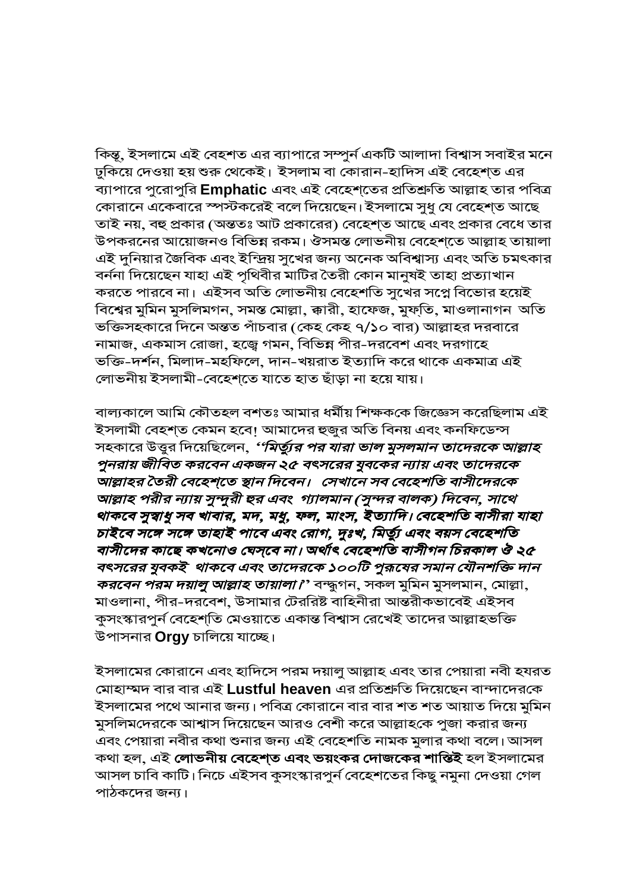কিন্তু, ইসলামে এই বেহশত এর ব্যাপারে সম্পুর্ন একটি আলাদা বিশ্বাস সবাইর মনে ঢুকিয়ে দেওয়া হয় শুরু থেকেই। ইসলাম বা কোরান-হাদিস এই বেহেশ্ত এর ব্যাপারে পুরোপুরি **Emphatic** এবং এই বেহেশ্তের প্রতিশ্রুতি আল্লাহ তার পবিত্র কোরানে একেবারে স্পস্টকরেই বলে দিয়েছেন। ইসলামে সুধু যে বেহেশ্ত আছে তাই নয়, বহু প্রকার (অন্ততঃ আট প্রকারের) বেহেশ্ত আছে এবং প্রকার বেধে তার উপকরনের আয়োজনও বিভিন্ন রকম। ঔসমস্ত লোভনীয় বেহেশ্তে আল্লাহ তায়ালা এই দুনিয়ার জৈবিক এবং ইন্দ্রিয় সুখের জন্য অনেক অবিশ্বাস্য এবং অতি চমৎকার বর্ননা দিয়েছেন যাহা এই পৃথিবীর মাটির তৈরী কোন মানুষই তাহা প্রত্যাখান করতে পারবে না। এইসব অতি লোভনীয় বেহেশ্তি সুখের সপ্নে বিভোর হয়েই বিশ্বের মুমিন মুসলিমগন, সমস্ত মোল্লা, ক্বারী, হাফেজ, মুফ্তি, মাওলানাগন অতি ভক্তিসহকারে দিনে অন্তত পাঁচবার (কেহ কেহ ৭/১০ বার) আল্লাহর দরবারে নামাজ, একমাস রোজা, হজ্বে গমন, বিভিন্ন পীর-দরবেশ এবং দরগাহে ভক্তি-দর্শন, মিলাদ-মহফিলে, দান-খয়রাত ইত্যাদি করে থাকে একমাত্র এই লোভনীয় ইসলামী-বেহেশ্তে যাতে হাত ছাঁড়া না হয়ে যায়।

বাল্যকালে আমি কৌতহল বশতঃ আমার ধর্মীয় শিক্ষককে জিজ্ঞেস করেছিলাম এই ইসলামী বেহশ্ত কেমন হবে! আমাদের হুজুর অতি বিনয় এবং কনফিডেন্স সহকারে উত্তুর দিয়েছিলেন, ***"মির্ত্যুর পর যারা ভাল মুসলমান তাদেরকে আল্লাহ পুনরায় জীবিত করবেন একজন ২৫ বৎসরের যুবকের ন্যায় এবং তাদেরকে আল্লাহর তৈরী বেহেশ্তে স্থান দিবেন। সেখানে সব বেহেশতি বাসীদেরকে আল্লাহ পরীর ন্যায় সুন্দুরী হুর এবং গ্যালমান (সুন্দর বালক) দিবেন, সাথে থাকবে সুস্বাধু সব খাবার, মদ, মধু, ফল, মাংস, ইত্যাদি। বেহেশতি বাসীরা যাহা চাইবে সঙ্গে সঙ্গে তাহাই পাবে এবং রোগ, দুঃখ, মির্ত্যু এবং বয়স বেহেশতি বাসীদের কাছে কখনোও ঘেস্বে না। অর্থাৎ বেহেশতি বাসীগন চিরকাল ঔ ২৫ বৎসরের যুবকই থাকবে এবং তাদেরকে ১০০টি পুরুষের সমান যৌনশক্তি দান করবেন পরম দয়ালু আল্লাহ তায়ালা।"*** বন্দ্ধুগন, সকল মুমিন মুসলমান, মোল্লা, মাওলানা, পীর-দরবেশ, উসামার টেররিষ্ট বাহিনীরা আন্তরীকভাবেই এইসব কুসংস্কারপুর্ন বেহেশ্তি মেওয়াতে একান্ত বিশ্বাস রেখেই তাদের আল্লাহভক্তি উপাসনার **Orgy** চালিয়ে যাচ্ছে।

ইসলামের কোরানে এবং হাদিসে পরম দয়ালু আল্লাহ এবং তার পেয়ারা নবী হযরত মোহাম্মদ বার বার এই **Lustful heaven** এর প্রতিশ্রুতি দিয়েছেন বান্দাদেরকে ইসলামের পথে আনার জন্য। পবিত্র কোরানে বার বার শত শত আয়াত দিয়ে মুমিন মুসলিমদেরকে আশ্বাস দিয়েছেন আরও বেশী করে আল্লাহকে পুজা করার জন্য এবং পেয়ারা নবীর কথা শুনার জন্য এই বেহেশতি নামক মুলার কথা বলে। আসল কথা হল, এই **লোভনীয় বেহেশ্ত এবং ভয়ংকর দোজকের শাস্তিই** হল ইসলামের আসল চাবি কাটি। নিচে এইসব কুসংস্কারপুর্ন বেহেশতের কিছু নমুনা দেওয়া গেল পাঠকদের জন্য।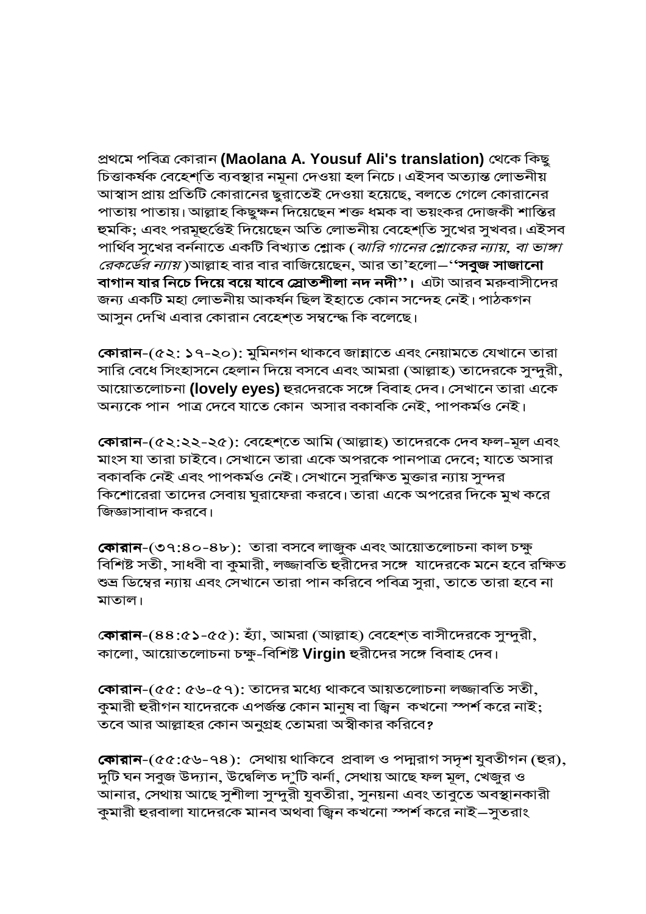প্রথমে পবিত্র কোরান **(Maolana A. Yousuf Ali's translation)** থেকে কিছু চিত্তাকর্ষক বেহেশ্‌তি ব্যবস্থার নমুনা দেওয়া হল নিচে। এইসব অত্যন্ত লোভনীয় আস্বাস প্রায় প্রতিটি কোরানের ছুরাতেই দেওয়া হয়েছে, বলতে গেলে কোরানের পাতায় পাতায়। আল্লাহ কিছুক্ষন দিয়েছেন শক্ত ধমক বা ভয়ংকর দোজকী শাস্তির হুমকি; এবং পরমূহূর্তেই দিয়েছেন অতি লোভনীয় বেহেশ্‌তি সুখের সুখবর। এইসব পার্থিব সুখের বর্ননাতে একটি বিখ্যাত শ্লোক (*ঝারি গানের শ্লোকের ন্যায়, বা ভাঙ্গা রেকর্ডের ন্যায়*)আল্লাহ বার বার বাজিয়েছেন, আর তা'হলো–**''সবুজ সাজানো বাগান যার নিচে দিয়ে বয়ে যাবে স্রোতশীলা নদ নদী''।** এটা আরব মরুবাসীদের জন্য একটি মহা লোভনীয় আকর্ষন ছিল ইহাতে কোন সন্দেহ নেই। পাঠকগন আসুন দেখি এবার কোরান বেহেশ্‌ত সম্বন্ধে কি বলেছে।

**কোরান**-(৫২: ১৭-২০): মুমিনগন থাকবে জান্নাতে এবং নেয়ামতে যেখানে তারা সারি বেধে সিংহাসনে হেলান দিয়ে বসবে এবং আমরা (আল্লাহ) তাদেরকে সুন্দুরী, আয়োতলোচনা **(lovely eyes)** হুরদেরকে সঙ্গে বিবাহ দেব। সেখানে তারা একে অন্যকে পান পাত্র দেবে যাতে কোন অসার বকাবকি নেই, পাপকর্মও নেই।

**কোরান**-(৫২:২২-২৫): বেহেশ্‌তে আমি (আল্লাহ) তাদেরকে দেব ফল-মূল এবং মাংস যা তারা চাইবে। সেখানে তারা একে অপরকে পানপাত্র দেবে; যাতে অসার বকাবকি নেই এবং পাপকর্মও নেই। সেখানে সুরক্ষিত মুক্তার ন্যায় সুন্দর কিশোরেরা তাদের সেবায় ঘুরাফেরা করবে। তারা একে অপরের দিকে মুখ করে জিজ্ঞাসাবাদ করবে।

**কোরান**-(৩৭:৪০-৪৮): তারা বসবে লাজুক এবং আয়োতলোচনা কাল চক্ষু বিশিষ্ট সতী, সাধবী বা কুমারী, লজ্জাবতি হুরীদের সঙ্গে যাদেরকে মনে হবে রক্ষিত শুভ্র ডিম্বের ন্যায় এবং সেখানে তারা পান করিবে পবিত্র সুরা, তাতে তারা হবে না মাতাল।

**কোরান**-(৪৪:৫১-৫৫): হ্যাঁ, আমরা (আল্লাহ) বেহেশ্‌ত বাসীদেরকে সুন্দুরী, কালো, আয়োতলোচনা চক্ষু-বিশিষ্ট **Virgin** হুরীদের সঙ্গে বিবাহ দেব।

**কোরান**-(৫৫: ৫৬-৫৭): তাদের মধ্যে থাকবে আয়তলোচনা লজ্জাবতি সতী, কুমারী হুরীগন যাদেরকে এপর্জন্ত কোন মানুষ বা জ্বিন কখনো স্পর্শ করে নাই; তবে আর আল্লাহর কোন অনুগ্রহ তোমরা অস্বীকার করিবে?

**কোরান**-(৫৫:৫৬-৭৪): সেথায় থাকিবে প্রবাল ও পদ্মরাগ সদৃশ যুবতীগন (হুর), দুটি ঘন সবুজ উদ্যান, উদ্বেলিত দু'টি ঝর্না, সেথায় আছে ফল মূল, খেজুর ও আনার, সেথায় আছে সুশীলা সুন্দুরী যুবতীরা, সুনয়না এবং তাবুতে অবস্থানকারী কুমারী হুরবালা যাদেরকে মানব অথবা জ্বিন কখনো স্পর্শ করে নাই–সুতরাং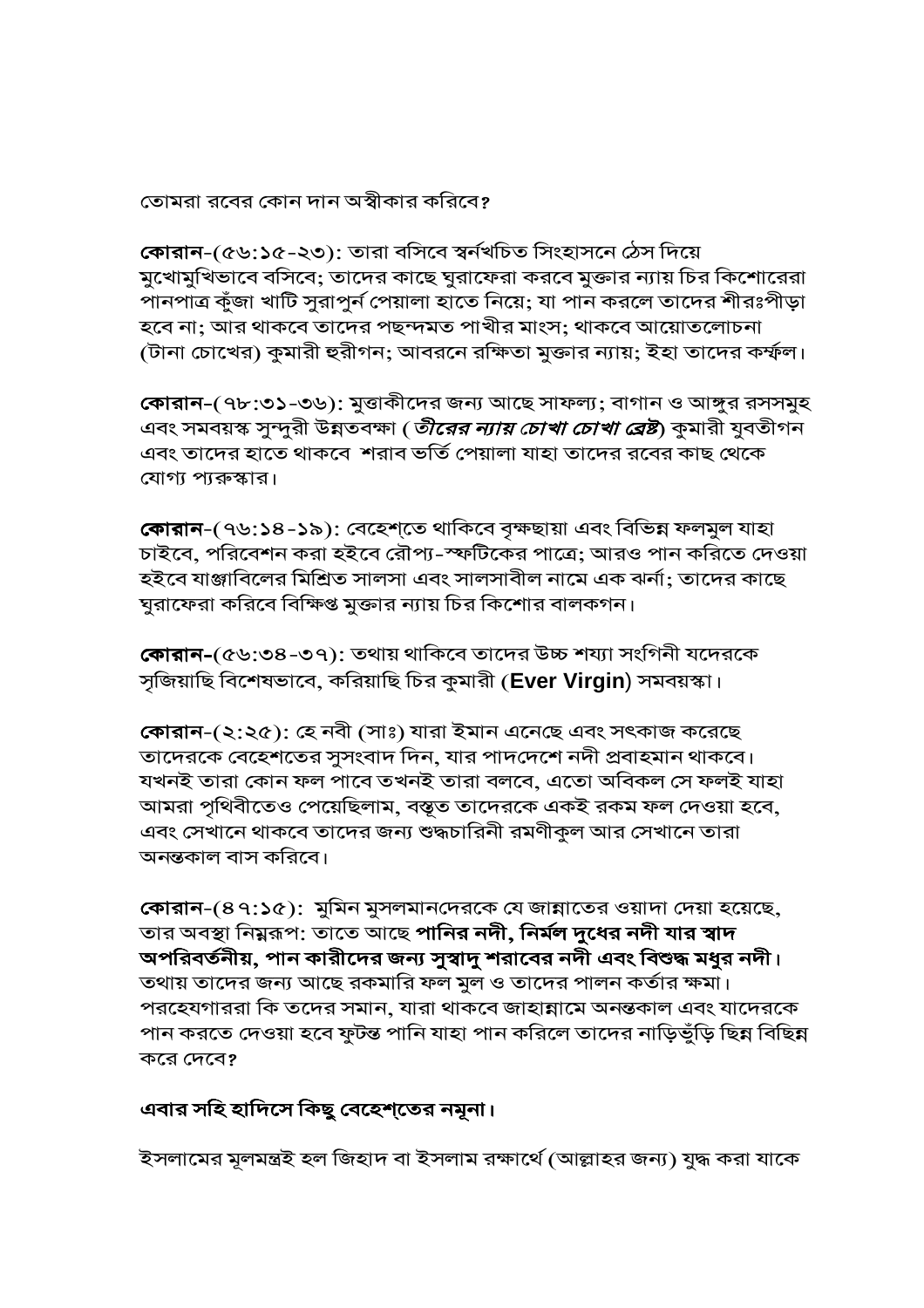তোমরা রবের কোন দান অস্বীকার করিবে?

**কোরান**-(৫৬:১৫-২৩): তারা বসিবে স্বর্নখচিত সিংহাসনে ঠেস দিয়ে মুখোমুখিভাবে বসিবে; তাদের কাছে ঘুরাফেরা করবে মুক্তার ন্যায় চির কিশোরেরা পানপাত্র কুঁজা খাটি সুরাপুর্ন পেয়ালা হাতে নিয়ে; যা পান করলে তাদের শীরঃপীড়া হবে না; আর থাকবে তাদের পছন্দমত পাখীর মাংস; থাকবে আয়োতলোচনা (টানা চোখের) কুমারী হুরীগন; আবরনে রক্ষিতা মুক্তার ন্যায়; ইহা তাদের কর্ম্ফল।

**কোরান**-(৭৮:৩১-৩৬): মুত্তাকীদের জন্য আছে সাফল্য; বাগান ও আঙ্গুর রসসমুহ এবং সমবয়স্ক সুন্দুরী উন্নতবক্ষা (*তীরের ন্যায় চোখা চোখা ব্রেষ্ট*) কুমারী যুবতীগন এবং তাদের হাতে থাকবে শরাব ভর্তি পেয়ালা যাহা তাদের রবের কাছ থেকে যোগ্য প্যরুস্কার।

**কোরান**-(৭৬:১৪-১৯): বেহেশ্তে থাকিবে বৃক্ষছায়া এবং বিভিন্ন ফলমুল যাহা চাইবে, পরিবেশন করা হইবে রৌপ্য-স্ফটিকের পাত্রে; আরও পান করিতে দেওয়া হইবে যাঞ্জাবিলের মিশ্রিত সালসা এবং সালসাবীল নামে এক ঝর্না; তাদের কাছে ঘুরাফেরা করিবে বিক্ষিপ্ত মুক্তার ন্যায় চির কিশোর বালকগন।

**কোরান**-(৫৬:৩৪-৩৭): তথায় থাকিবে তাদের উচ্চ শয্যা সংগিনী যদেরকে সৃজিয়াছি বিশেষভাবে, করিয়াছি চির কুমারী (**Ever Virgin**) সমবয়স্কা।

**কোরান**-(২:২৫): হে নবী (সাঃ) যারা ইমান এনেছে এবং সৎকাজ করেছে তাদেরকে বেহেশতের সুসংবাদ দিন, যার পাদদেশে নদী প্রবাহমান থাকবে। যখনই তারা কোন ফল পাবে তখনই তারা বলবে, এতো অবিকল সে ফলই যাহা আমরা পৃথিবীতেও পেয়েছিলাম, বস্তুত তাদেরকে একই রকম ফল দেওয়া হবে, এবং সেখানে থাকবে তাদের জন্য শুদ্ধচারিনী রমণীকুল আর সেখানে তারা অনন্তকাল বাস করিবে।

**কোরান**-(৪৭:১৫): মুমিন মুসলমানদেরকে যে জান্নাতের ওয়াদা দেয়া হয়েছে, তার অবস্থা নিম্নরূপ: তাতে আছে **পানির নদী, নির্মল দুধের নদী যার স্বাদ অপরিবর্তনীয়, পান কারীদের জন্য সুস্বাদু শরাবের নদী এবং বিশুদ্ধ মধুর নদী।** তথায় তাদের জন্য আছে রকমারি ফল মুল ও তাদের পালন কর্তার ক্ষমা। পরহেযগাররা কি তদের সমান, যারা থাকবে জাহান্নামে অনন্তকাল এবং যাদেরকে পান করতে দেওয়া হবে ফুটন্ত পানি যাহা পান করিলে তাদের নাড়িভুঁড়ি ছিন্ন বিছিন্ন করে দেবে?

**এবার সহি হাদিসে কিছু বেহেশ্তের নমুনা।**

ইসলামের মূলমন্ত্রই হল জিহাদ বা ইসলাম রক্ষার্থে (আল্লাহর জন্য) যুদ্ধ করা যাকে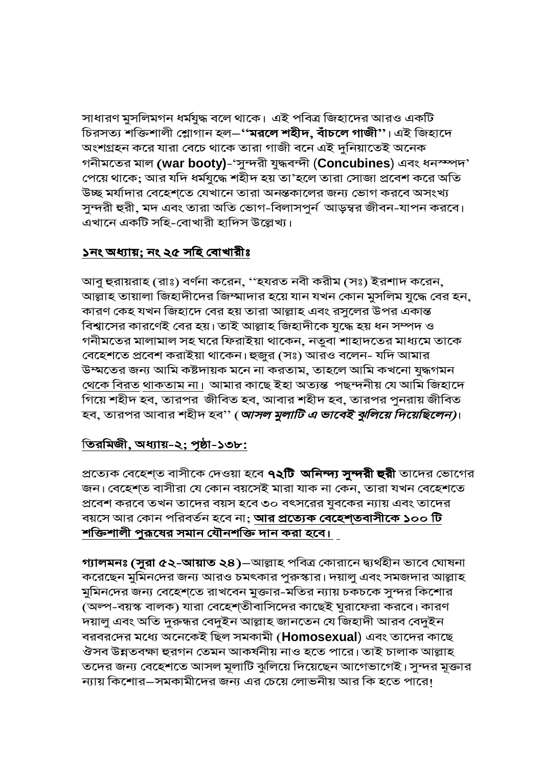সাধারণ মুসলিমগন ধর্মযুদ্ধ বলে থাকে। এই পবিত্র জিহাদের আরও একটি চিরসত্য শক্তিশালী শ্লোগান হল—**''মরলে শহীদ, বাঁচলে গাজী''**। এই জিহাদে অংশগ্রহন করে যারা বেচে থাকে তারা গাজী বনে এই দুনিয়াতেই অনেক গনীমতের মাল **(war booty)**-'সুন্দরী যুদ্ধবন্দী (**Concubines**) এবং ধনস্সম্পদ' পেয়ে থাকে; আর যদি ধর্মযুদ্ধে শহীদ হয় তা'হলে তারা সোজা প্রবেশ করে অতি উচ্ছ মর্যাদার বেহেশ্তে যেখানে তারা অনন্তকালের জন্য ভোগ করবে অসংখ্য সুন্দরী হুরী, মদ এবং তারা অতি ভোগ-বিলাসপুর্ন আড়ম্বর জীবন-যাপন করবে। এখানে একটি সহি-বোখারী হাদিস উল্লেখ্য।

**১নং অধ্যায়; নং ২৫ সহি বোখারীঃ**

আবু হুরায়রাহ (রাঃ) বর্ণনা করেন, ''হযরত নবী করীম (সঃ) ইরশাদ করেন, আল্লাহ তায়ালা জিহাদীদের জিম্মাদার হয়ে যান যখন কোন মুসলিম যুদ্ধে বের হন, কারণ কেহ যখন জিহাদে বের হয় তারা আল্লাহ এবং রসুলের উপর একান্ত বিশ্বাসের কারণেই বের হয়। তাই আল্লাহ জিহাদীকে যুদ্ধে হয় ধন সম্পদ ও গনীমতের মালামাল সহ ঘরে ফিরাইয়া থাকেন, নতুবা শাহাদতের মাধ্যমে তাকে বেহেশতে প্রবেশ করাইয়া থাকেন। হুজুর (সঃ) আরও বলেন- যদি আমার উম্মতের জন্য আমি কষ্টদায়ক মনে না করতাম, তাহলে আমি কখনো যুদ্ধগমন থেকে বিরত থাকতাম না। আমার কাছে ইহা অত্যন্ত পছন্দনীয় যে আমি জিহাদে গিয়ে শহীদ হব, তারপর জীবিত হব, আবার শহীদ হব, তারপর পুনরায় জীবিত হব, তারপর আবার শহীদ হব'' (*আসল মুলাটি এ ভাবেই ঝুলিয়ে দিয়েছিলেন)*।

**তিরমিজী, অধ্যায়-২; পৃষ্ঠা-১৩৮:**

প্রত্যেক বেহেশ্ত বাসীকে দেওয়া হবে **৭২টি অনিন্দ্য সুন্দরী হুরী** তাদের ভোগের জন। বেহেশ্ত বাসীরা যে কোন বয়সেই মারা যাক না কেন, তারা যখন বেহেশতে প্রবেশ করবে তখন তাদের বয়স হবে ৩০ বৎসরের যুবকের ন্যায় এবং তাদের বয়সে আর কোন পরিবর্তন হবে না; **আর প্রত্যেক বেহেশ্তবাসীকে ১০০ টি শক্তিশালী পুরুষের সমান যৌনশক্তি দান করা হবে।**

**গ্যালমনঃ (সুরা ৫২-আয়াত ২৪)**—আল্লাহ পবিত্র কোরানে দ্ব্যর্থহীন ভাবে ঘোষনা করেছেন মুমিনদের জন্য আরও চমৎকার পুরুস্কার। দয়ালু এবং সমজদার আল্লাহ মুমিনদের জন্য বেহেশ্তে রাখবেন মুক্তার-মতির ন্যায় চকচকে সুন্দর কিশোর (অল্প-বয়স্ক বালক) যারা বেহেশ্তীবাসিদের কাছেই ঘুরাফেরা করবে। কারণ দয়ালু এবং অতি দুরুন্ধর বেদুইন আল্লাহ জানতেন যে জিহাদী আরব বেদুইন বরবরদের মধ্যে অনেকেই ছিল সমকামী (**Homosexual**) এবং তাদের কাছে ঔসব উন্নতবক্ষা হুরগন তেমন আকর্ষনীয় নাও হতে পারে। তাই চালাক আল্লাহ তদের জন্য বেহেশতে আসল মূলাটি ঝুলিয়ে দিয়েছেন আগেভাগেই। সুন্দর মুক্তার ন্যায় কিশোর—সমকামীদের জন্য এর চেয়ে লোভনীয় আর কি হতে পারে!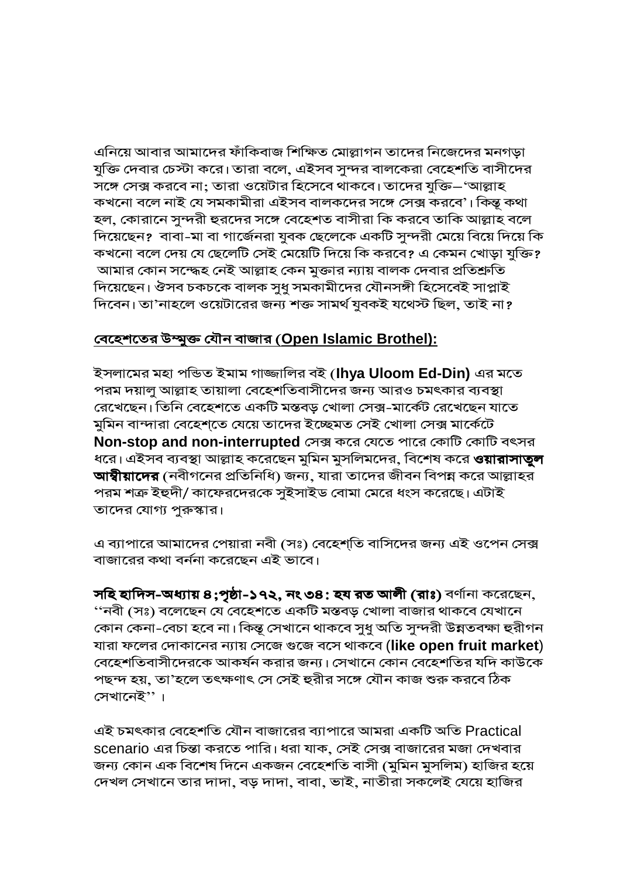এনিয়ে আবার আমাদের ফাঁকিবাজ শিক্ষিত মোল্লাগন তাদের নিজেদের মনগড়া যুক্তি দেবার চেস্টা করে। তারা বলে, এইসব সুন্দর বালকেরা বেহেশতি বাসীদের সঙ্গে সেক্স করবে না; তারা ওয়েটার হিসেবে থাকবে। তাদের যুক্তি–'আল্লাহ কখনো বলে নাই যে সমকামীরা এইসব বালকদের সঙ্গে সেক্স করবে'। কিন্তু কথা হল, কোরানে সুন্দরী হুরদের সঙ্গে বেহেশত বাসীরা কি করবে তাকি আল্লাহ বলে দিয়েছেন? বাবা-মা বা গার্জেনরা যুবক ছেলেকে একটি সুন্দরী মেয়ে বিয়ে দিয়ে কি কখনো বলে দেয় যে ছেলেটি সেই মেয়েটি দিয়ে কি করবে? এ কেমন খোড়া যুক্তি? আমার কোন সন্দেহ নেই আল্লাহ কেন মুক্তার ন্যায় বালক দেবার প্রতিশ্রুতি দিয়েছেন। ঔসব চকচকে বালক সুধু সমকামীদের যৌনসঙ্গী হিসেবেই সাপ্লাই দিবেন। তা'নাহলে ওয়েটারের জন্য শক্ত সামর্থ যুবকই যথেস্ট ছিল, তাই না?

## বেহেশতের উম্মুক্ত যৌন বাজার (Open Islamic Brothel):

ইসলামের মহা পন্ডিত ইমাম গাজ্জালির বই (**Ihya Uloom Ed-Din**) এর মতে পরম দয়ালু আল্লাহ তায়ালা বেহেশতিবাসীদের জন্য আরও চমৎকার ব্যবস্থা রেখেছেন। তিনি বেহেশতে একটি মস্তবড় খোলা সেক্স-মার্কেট রেখেছেন যাতে মুমিন বান্দারা বেহেশ্তে যেয়ে তাদের ইচ্ছেমত সেই খোলা সেক্স মার্কেটে **Non-stop and non-interrupted** সেক্স করে যেতে পারে কোটি কোটি বৎসর ধরে। এইসব ব্যবস্থা আল্লাহ করেছেন মুমিন মুসলিমদের, বিশেষ করে **ওয়ারাসাতুল আম্বীয়াদের** (নবীগনের প্রতিনিধি) জন্য, যারা তাদের জীবন বিপন্ন করে আল্লাহর পরম শত্রু ইহুদী/ কাফেরদেরকে সুইসাইড বোমা মেরে ধংস করেছে। এটাই তাদের যোগ্য পুরুস্কার।

এ ব্যাপারে আমাদের পেয়ারা নবী (সঃ) বেহেশ্তি বাসিদের জন্য এই ওপেন সেক্স বাজারের কথা বর্ননা করেছেন এই ভাবে।

**সহি হাদিস-অধ্যায় ৪;পৃষ্ঠা-১৭২, নং ৩৪: হয রত আলী (রাঃ)** বর্ণানা করেছেন, ''নবী (সঃ) বলেছেন যে বেহেশতে একটি মস্তবড় খোলা বাজার থাকবে যেখানে কোন কেনা-বেচা হবে না। কিন্তু সেখানে থাকবে সুধু অতি সুন্দরী উন্নতবক্ষা হুরীগন যারা ফলের দোকানের ন্যায় সেজে গুজে বসে থাকবে (**like open fruit market**) বেহেশতিবাসীদেরকে আকর্ষন করার জন্য। সেখানে কোন বেহেশতির যদি কাউকে পছন্দ হয়, তা'হলে তৎক্ষণাৎ সে সেই হুরীর সঙ্গে যৌন কাজ শুরু করবে ঠিক সেখানেই'' ।

এই চমৎকার বেহেশতি যৌন বাজারের ব্যাপারে আমরা একটি অতি Practical scenario এর চিন্তা করতে পারি। ধরা যাক, সেই সেক্স বাজারের মজা দেখবার জন্য কোন এক বিশেষ দিনে একজন বেহেশতি বাসী (মুমিন মুসলিম) হাজির হয়ে দেখল সেখানে তার দাদা, বড় দাদা, বাবা, ভাই, নাতীরা সকলেই যেয়ে হাজির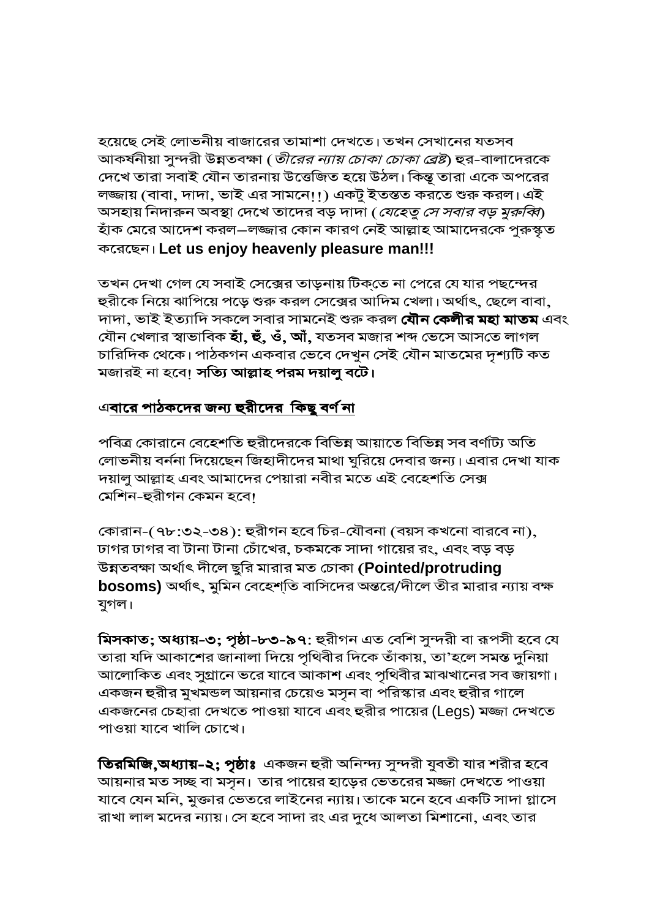হয়েছে সেই লোভনীয় বাজারের তামাশা দেখতে। তখন সেখানের যতসব আকর্ষনীয়া সুন্দরী উন্নতবক্ষা (*তীরের ন্যায় চোকা চোকা ব্রেষ্ট*) হুর-বালাদেরকে দেখে তারা সবাই যৌন তারনায় উত্তেজিত হয়ে উঠল। কিন্তু তারা একে অপরের লজ্জায় (বাবা, দাদা, ভাই এর সামনে!!) একটু ইতস্তত করতে শুরু করল। এই অসহায় নিদারুন অবস্থা দেখে তাদের বড় দাদা (*যেহেতু সে সবার বড় মুরুব্বি*) হাঁক মেরে আদেশ করল—লজ্জার কোন কারণ নেই আল্লাহ আমাদেরকে পুরুস্কৃত করেছেন। **Let us enjoy heavenly pleasure man!!!**

তখন দেখা গেল যে সবাই সেক্সের তাড়নায় টিক্তে না পেরে যে যার পছন্দের হুরীকে নিয়ে ঝাপিয়ে পড়ে শুরু করল সেক্সের আদিম খেলা। অর্থাৎ, ছেলে বাবা, দাদা, ভাই ইত্যাদি সকলে সবার সামনেই শুরু করল **যৌন কেলীর মহা মাতম** এবং যৌন খেলার স্বাভাবিক **হাঁ, হুঁ, ওঁ, আঁ,** যতসব মজার শব্দ ভেসে আসতে লাগল চারিদিক থেকে। পাঠকগন একবার ভেবে দেখুন সেই যৌন মাতমের দৃশ্যটি কত মজারই না হবে! **সত্যি আল্লাহ পরম দয়ালু বটে।**

**এবারে পাঠকদের জন্য হুরীদের কিছু বর্ণনা**

পবিত্র কোরানে বেহেশতি হুরীদেরকে বিভিন্ন আয়াতে বিভিন্ন সব বর্ণাঢ্য অতি লোভনীয় বর্ননা দিয়েছেন জিহাদীদের মাথা ঘুরিয়ে দেবার জন্য। এবার দেখা যাক দয়ালু আল্লাহ এবং আমাদের পেয়ারা নবীর মতে এই বেহেশতি সেক্স মেশিন-হুরীগন কেমন হবে!

কোরান-(৭৮:৩২-৩৪): হুরীগন হবে চির-যৌবনা (বয়স কখনো বারবে না), ঢাগর ঢাগর বা টানা টানা চোঁখের, চকমকে সাদা গায়ের রং, এবং বড় বড় উন্নতবক্ষা অর্থাৎ দীলে ছুরি মারার মত চোকা **(Pointed/protruding bosoms)** অর্থাৎ, মুমিন বেহেশ্তি বাসিদের অন্তরে/দীলে তীর মারার ন্যায় বক্ষ যুগল।

**মিসকাত; অধ্যায়-৩; পৃষ্ঠা-৮৩-৯৭:** হুরীগন এত বেশি সুন্দরী বা রূপসী হবে যে তারা যদি আকাশের জানালা দিয়ে পৃথিবীর দিকে তাঁকায়, তা'হলে সমস্ত দুনিয়া আলোকিত এবং সুগ্রানে ভরে যাবে আকাশ এবং পৃথিবীর মাঝখানের সব জায়গা। একজন হুরীর মুখমন্ডল আয়নার চেয়েও মসৃন বা পরিস্কার এবং হুরীর গালে একজনের চেহারা দেখতে পাওয়া যাবে এবং হুরীর পায়ের (Legs) মজ্জা দেখতে পাওয়া যাবে খালি চোখে।

**তিরমিজি,অধ্যায়-২; পৃষ্ঠাঃ** একজন হুরী অনিন্দ্য সুন্দরী যুবতী যার শরীর হবে আয়নার মত সচ্ছ বা মসৃন। তার পায়ের হাড়ের ভেতরের মজ্জা দেখতে পাওয়া যাবে যেন মনি, মুক্তার ভেতরে লাইনের ন্যায়। তাকে মনে হবে একটি সাদা গ্লাসে রাখা লাল মদের ন্যায়। সে হবে সাদা রং এর দুধে আলতা মিশানো, এবং তার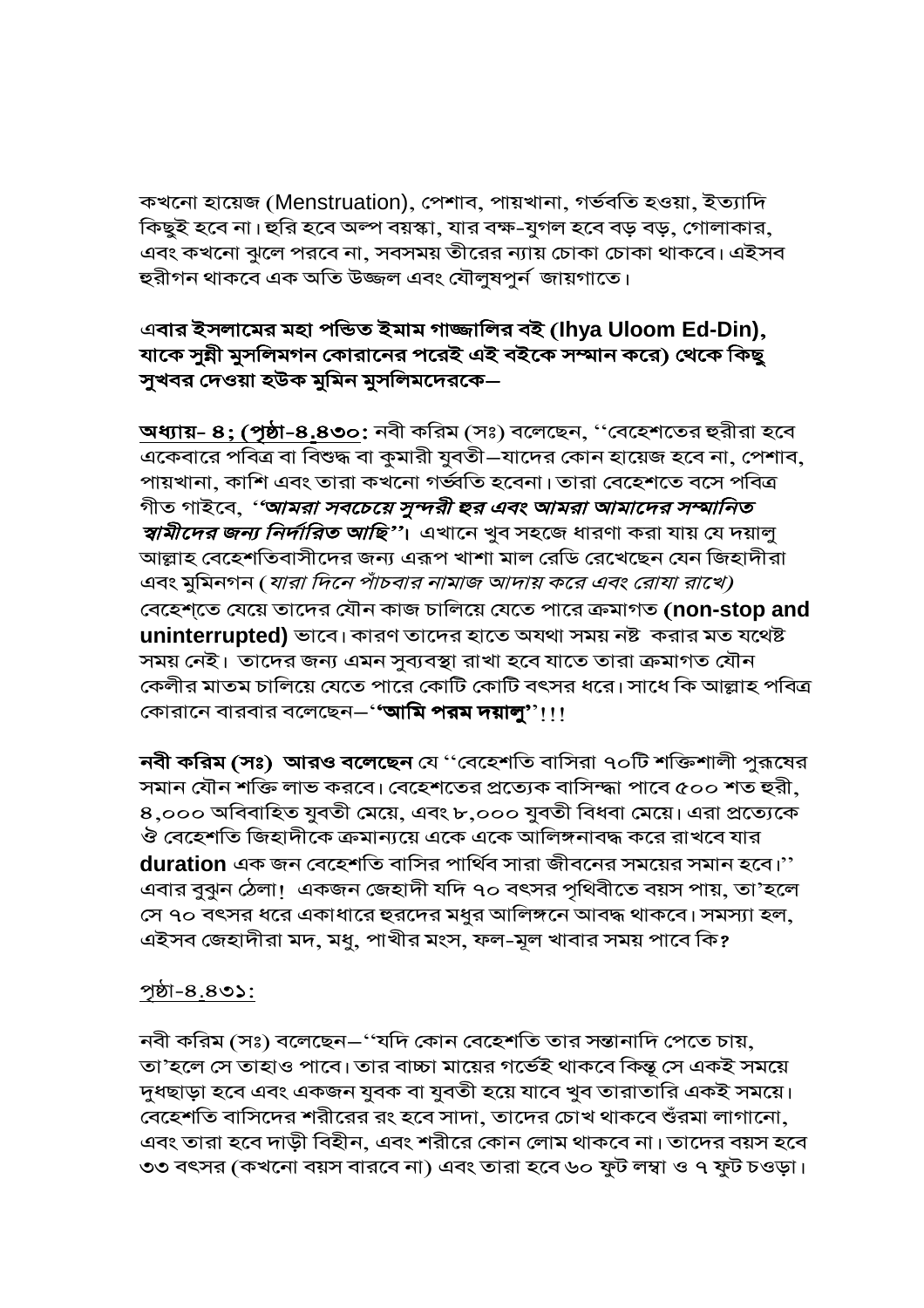কখনো হায়েজ (Menstruation), পেশাব, পায়খানা, গর্ভবতি হওয়া, ইত্যাদি কিছুই হবে না। হুরি হবে অল্প বয়স্কা, যার বক্ষ-যুগল হবে বড় বড়, গোলাকার, এবং কখনো ঝুলে পরবে না, সবসময় তীরের ন্যায় চোকা চোকা থাকবে। এইসব হুরীগন থাকবে এক অতি উজ্জল এবং যৌলুষপুর্ন জায়গাতে।

**এবার ইসলামের মহা পন্ডিত ইমাম গাজ্জালির বই (Ihya Uloom Ed-Din), যাকে সুন্নী মুসলিমগন কোরানের পরেই এই বইকে সম্মান করে) থেকে কিছু সুখবর দেওয়া হউক মুমিন মুসলিমদেরকে—**

**<u>অধ্যায়- ৪; (পৃষ্ঠা-৪.৪৩০:</u>** নবী করিম (সঃ) বলেছেন, ''বেহেশতের হুরীরা হবে একেবারে পবিত্র বা বিশুদ্ধ বা কুমারী যুবতী—যাদের কোন হায়েজ হবে না, পেশাব, পায়খানা, কাশি এবং তারা কখনো গর্ভবতি হবেনা। তারা বেহেশতে বসে পবিত্র গীত গাইবে, ***''আমরা সবচেয়ে সুন্দরী হুর এবং আমরা আমাদের সম্মানিত স্বামীদের জন্য নির্দারিত আছি''।*** এখানে খুব সহজে ধারণা করা যায় যে দয়ালু আল্লাহ বেহেশতিবাসীদের জন্য এরূপ খাশা মাল রেডি রেখেছেন যেন জিহাদীরা এবং মুমিনগন (*যারা দিনে পাঁচবার নামাজ আদায় করে এবং রোযা রাখে)* বেহেশ্তে যেয়ে তাদের যৌন কাজ চালিয়ে যেতে পারে ক্রমাগত **(non-stop and uninterrupted)** ভাবে। কারণ তাদের হাতে অযথা সময় নষ্ট করার মত যথেষ্ট সময় নেই। তাদের জন্য এমন সুব্যবস্থা রাখা হবে যাতে তারা ক্রমাগত যৌন কেলীর মাতম চালিয়ে যেতে পারে কোটি কোটি বৎসর ধরে। সাধে কি আল্লাহ পবিত্র কোরানে বারবার বলেছেন—''**আমি পরম দয়ালু**''!!!

**নবী করিম (সঃ) আরও বলেছেন** যে ''বেহেশতি বাসিরা ৭০টি শক্তিশালী পুরুষের সমান যৌন শক্তি লাভ করবে। বেহেশতের প্রত্যেক বাসিন্ধা পাবে ৫০০ শত হুরী, ৪,০০০ অবিবাহিত যুবতী মেয়ে, এবং ৮,০০০ যুবতী বিধবা মেয়ে। এরা প্রত্যেকে ঔ বেহেশতি জিহাদীকে ক্রমান্বয়ে একে একে আলিঙ্গনাবদ্ধ করে রাখবে যার **duration** এক জন বেহেশতি বাসির পার্থিব সারা জীবনের সময়ের সমান হবে।'' এবার বুঝুন ঠেলা! একজন জেহাদী যদি ৭০ বৎসর পৃথিবীতে বয়স পায়, তা'হলে সে ৭০ বৎসর ধরে একাধারে হুরদের মধুর আলিঙ্গনে আবদ্ধ থাকবে। সমস্যা হল, এইসব জেহাদীরা মদ, মধু, পাখীর মংস, ফল-মূল খাবার সময় পাবে কি?

<u>পৃষ্ঠা-৪.৪৩১:</u>

নবী করিম (সঃ) বলেছেন—''যদি কোন বেহেশতি তার সন্তানাদি পেতে চায়, তা'হলে সে তাহাও পাবে। তার বাচ্চা মায়ের গর্ভেই থাকবে কিন্তু সে একই সময়ে দুধছাড়া হবে এবং একজন যুবক বা যুবতী হয়ে যাবে খুব তারাতারি একই সময়ে। বেহেশতি বাসিদের শরীরের রং হবে সাদা, তাদের চোখ থাকবে শুঁরমা লাগানো, এবং তারা হবে দাড়ী বিহীন, এবং শরীরে কোন লোম থাকবে না। তাদের বয়স হবে ৩৩ বৎসর (কখনো বয়স বারবে না) এবং তারা হবে ৬০ ফুট লম্বা ও ৭ ফুট চওড়া।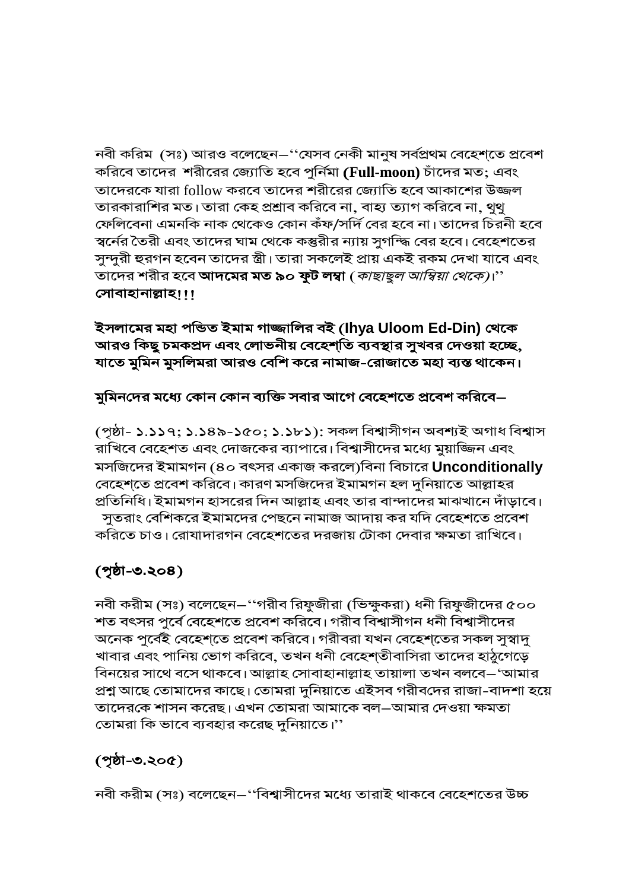নবী করিম (সঃ) আরও বলেছেন–''যেসব নেকী মানুষ সর্বপ্রথম বেহেশ্তে প্রবেশ করিবে তাদের শরীরের জ্যোতি হবে পুর্নিমা **(Full-moon)** চাঁদের মত; এবং তাদেরকে যারা follow করবে তাদের শরীরের জ্যোতি হবে আকাশের উজ্জল তারকারাশির মত। তারা কেহ প্রশ্রাব করিবে না, বাহ্য ত্যাগ করিবে না, থুথু ফেলিবেনা এমনকি নাক থেকেও কোন কঁফ/সর্দি বের হবে না। তাদের চিরনী হবে স্বর্নের তৈরী এবং তাদের ঘাম থেকে কস্তুরীর ন্যায় সুগন্ধি বের হবে। বেহেশতের সুন্দুরী হুরগন হবেন তাদের স্ত্রী। তারা সকলেই প্রায় একই রকম দেখা যাবে এবং তাদের শরীর হবে **আদমের মত ৯০ ফুট লম্বা** (*কাছাছুল আম্বিয়া থেকে*)।''
**সোবাহানাল্লাহ!!!**

**ইসলামের মহা পন্ডিত ইমাম গাজ্জালির বই (Ihya Uloom Ed-Din) থেকে আরও কিছু চমকপ্রদ এবং লোভনীয় বেহেশ্তি ব্যবস্থার সুখবর দেওয়া হচ্ছে, যাতে মুমিন মুসলিমরা আরও বেশি করে নামাজ-রোজাতে মহা ব্যস্ত থাকেন।**

**মুমিনদের মধ্যে কোন কোন ব্যক্তি সবার আগে বেহেশতে প্রবেশ করিবে–**

(পৃষ্ঠা- ১.১১৭; ১.১৪৯-১৫০; ১.১৮১): সকল বিশ্বাসীগন অবশ্যই অগাধ বিশ্বাস রাখিবে বেহেশত এবং দোজকের ব্যাপারে। বিশ্বাসীদের মধ্যে মুয়াজ্জিন এবং মসজিদের ইমামগন (৪০ বৎসর একাজ করলে)বিনা বিচারে **Unconditionally** বেহেশ্তে প্রবেশ করিবে। কারণ মসজিদের ইমামগন হল দুনিয়াতে আল্লাহর প্রতিনিধি। ইমামগন হাসরের দিন আল্লাহ এবং তার বান্দাদের মাঝখানে দাঁড়াবে। সুতরাং বেশিকরে ইমামদের পেছনে নামাজ আদায় কর যদি বেহেশতে প্রবেশ করিতে চাও। রোযাদারগন বেহেশতের দরজায় টোকা দেবার ক্ষমতা রাখিবে।

**(পৃষ্ঠা-৩.২০৪)**

নবী করীম (সঃ) বলেছেন–''গরীব রিফুজীরা (ভিক্ষুকরা) ধনী রিফুজীদের ৫০০ শত বৎসর পুর্বে বেহেশতে প্রবেশ করিবে। গরীব বিশ্বাসীগন ধনী বিশ্বাসীদের অনেক পুর্বেই বেহেশ্তে প্রবেশ করিবে। গরীবরা যখন বেহেশ্তের সকল সুস্বাদু খাবার এবং পানিয় ভোগ করিবে, তখন ধনী বেহেশ্তীবাসিরা তাদের হাঠুগেড়ে বিনয়ের সাথে বসে থাকবে। আল্লাহ সোবাহানাল্লাহ তায়ালা তখন বলবে–'আমার প্রশ্ন আছে তোমাদের কাছে। তোমরা দুনিয়াতে এইসব গরীবদের রাজা-বাদশা হয়ে তাদেরকে শাসন করেছ। এখন তোমরা আমাকে বল–আমার দেওয়া ক্ষমতা তোমরা কি ভাবে ব্যবহার করেছ দুনিয়াতে।''

**(পৃষ্ঠা-৩.২০৫)**

নবী করীম (সঃ) বলেছেন–''বিশ্বাসীদের মধ্যে তারাই থাকবে বেহেশতের উচ্চ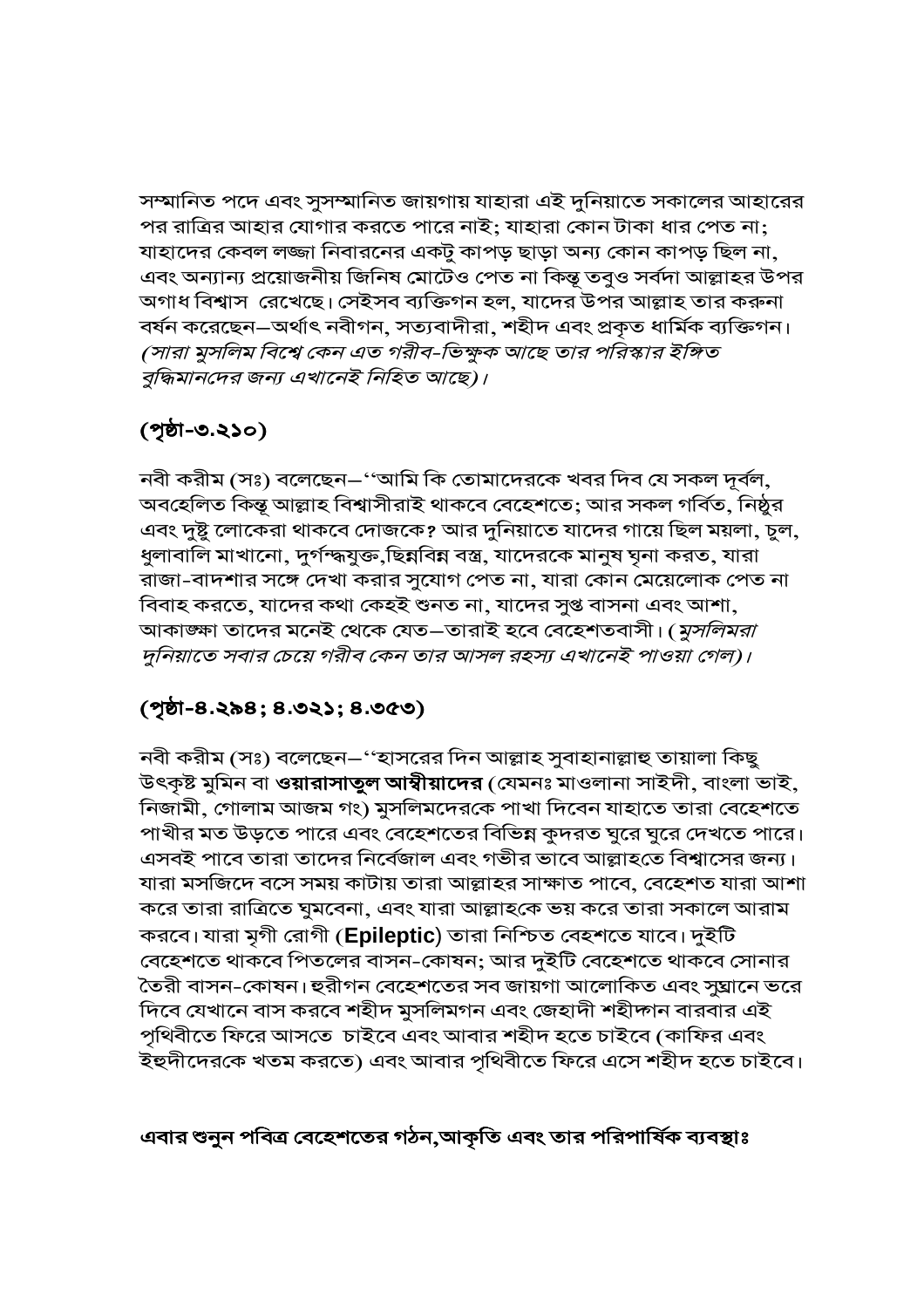সম্মানিত পদে এবং সুসম্মানিত জায়গায় যাহারা এই দুনিয়াতে সকালের আহারের পর রাত্রির আহার যোগার করতে পারে নাই; যাহারা কোন টাকা ধার পেত না; যাহাদের কেবল লজ্জা নিবারনের একটু কাপড় ছাড়া অন্য কোন কাপড় ছিল না, এবং অন্যান্য প্রয়োজনীয় জিনিষ মোটেও পেত না কিন্তু তবুও সর্বদা আল্লাহর উপর অগাধ বিশ্বাস রেখেছে। সেইসব ব্যক্তিগন হল, যাদের উপর আল্লাহ তার করুনা বর্ষন করেছেন—অর্থাৎ নবীগন, সত্যবাদীরা, শহীদ এবং প্রকৃত ধার্মিক ব্যক্তিগন। *(সারা মুসলিম বিশ্বে কেন এত গরীব-ভিক্ষুক আছে তার পরিস্কার ইঙ্গিত বুদ্ধিমানদের জন্য এখানেই নিহিত আছে)।*

## (পৃষ্ঠা-৩.২১০)

নবী করীম (সঃ) বলেছেন—''আমি কি তোমাদেরকে খবর দিব যে সকল দূর্বল, অবহেলিত কিন্তু আল্লাহ বিশ্বাসীরাই থাকবে বেহেশতে; আর সকল গর্বিত, নিষ্ঠুর এবং দুষ্টু লোকেরা থাকবে দোজকে? আর দুনিয়াতে যাদের গায়ে ছিল ময়লা, চুল, ধুলাবালি মাখানো, দুর্গন্ধযুক্ত,ছিন্নবিন্ন বস্ত্র, যাদেরকে মানুষ ঘৃনা করত, যারা রাজা-বাদশার সঙ্গে দেখা করার সুযোগ পেত না, যারা কোন মেয়েলোক পেত না বিবাহ করতে, যাদের কথা কেহই শুনত না, যাদের সুপ্ত বাসনা এবং আশা, আকাঙ্ক্ষা তাদের মনেই থেকে যেত—তারাই হবে বেহেশতবাসী। *(মুসলিমরা দুনিয়াতে সবার চেয়ে গরীব কেন তার আসল রহস্য এখানেই পাওয়া গেল)।*

## (পৃষ্ঠা-৪.২৯৪; ৪.৩২১; ৪.৩৫৩)

নবী করীম (সঃ) বলেছেন—''হাসরের দিন আল্লাহ সুবাহানাল্লাহু তায়ালা কিছু উৎকৃষ্ট মুমিন বা **ওয়ারাসাতুল আম্বীয়াদের** (যেমনঃ মাওলানা সাইদী, বাংলা ভাই, নিজামী, গোলাম আজম গং) মুসলিমদেরকে পাখা দিবেন যাহাতে তারা বেহেশতে পাখীর মত উড়তে পারে এবং বেহেশতের বিভিন্ন কুদরত ঘুরে ঘুরে দেখতে পারে। এসবই পাবে তারা তাদের নির্বেজাল এবং গভীর ভাবে আল্লাহতে বিশ্বাসের জন্য। যারা মসজিদে বসে সময় কাটায় তারা আল্লাহর সাক্ষাত পাবে, বেহেশত যারা আশা করে তারা রাত্রিতে ঘুমবেনা, এবং যারা আল্লাহকে ভয় করে তারা সকালে আরাম করবে। যারা মৃগী রোগী (**Epileptic**) তারা নিশ্চিত বেহশতে যাবে। দুইটি বেহেশতে থাকবে পিতলের বাসন-কোষন; আর দুইটি বেহেশতে থাকবে সোনার তৈরী বাসন-কোষন। হুরীগন বেহেশতের সব জায়গা আলোকিত এবং সুঘ্রানে ভরে দিবে যেখানে বাস করবে শহীদ মুসলিমগন এবং জেহাদী শহীদ্গান বারবার এই পৃথিবীতে ফিরে আসতে চাইবে এবং আবার শহীদ হতে চাইবে (কাফির এবং ইহুদীদেরকে খতম করতে) এবং আবার পৃথিবীতে ফিরে এসে শহীদ হতে চাইবে।

**এবার শুনুন পবিত্র বেহেশতের গঠন,আকৃতি এবং তার পরিপার্ষিক ব্যবস্থাঃ**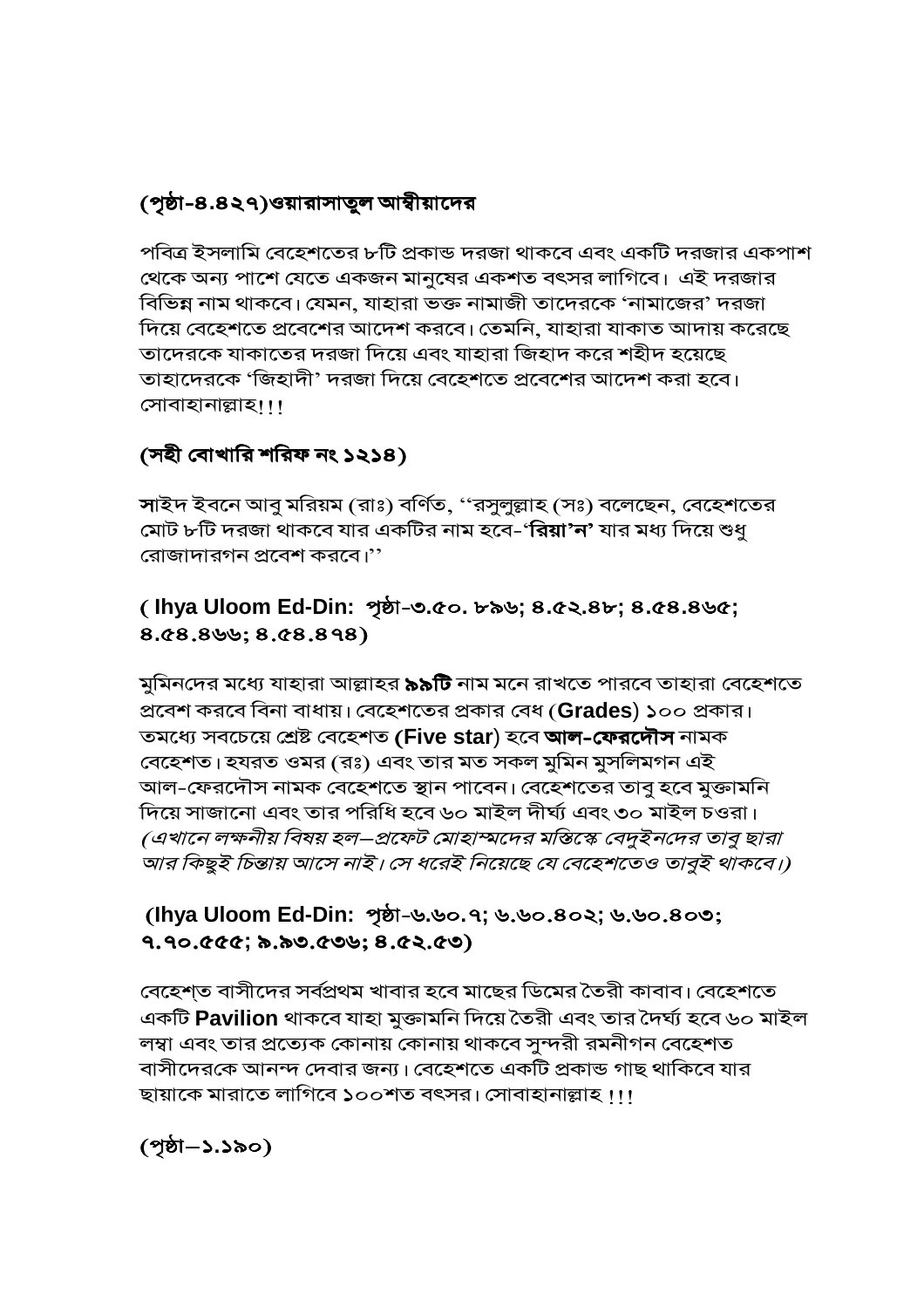**(পৃষ্ঠা-৪.৪২৭)ওয়ারাসাতুল আম্বীয়াদের**

পবিত্র ইসলামি বেহেশতের ৮টি প্রকান্ড দরজা থাকবে এবং একটি দরজার একপাশ থেকে অন্য পাশে যেতে একজন মানুষের একশত বৎসর লাগিবে। এই দরজার বিভিন্ন নাম থাকবে। যেমন, যাহারা ভক্ত নামাজী তাদেরকে 'নামাজের' দরজা দিয়ে বেহেশতে প্রবেশের আদেশ করবে। তেমনি, যাহারা যাকাত আদায় করেছে তাদেরকে যাকাতের দরজা দিয়ে এবং যাহারা জিহাদ করে শহীদ হয়েছে তাহাদেরকে 'জিহাদী' দরজা দিয়ে বেহেশতে প্রবেশের আদেশ করা হবে। সোবাহানাল্লাহ!!!

**(সহী বোখারি শরিফ নং ১২১৪)**

**সা**ইদ ইবনে আবু মরিয়ম (রাঃ) বর্ণিত, ''রসুলুল্লাহ (সঃ) বলেছেন, বেহেশতের মোট ৮টি দরজা থাকবে যার একটির নাম হবে-**'রিয়া'ন'** যার মধ্য দিয়ে শুধু রোজাদারগন প্রবেশ করবে।''

**( Ihya Uloom Ed-Din: পৃষ্ঠা-৩.৫০. ৮৯৬; ৪.৫২.৪৮; ৪.৫৪.৪৬৫; ৪.৫৪.৪৬৬; ৪.৫৪.৪৭৪)**

মুমিনদের মধ্যে যাহারা আল্লাহর **৯৯টি** নাম মনে রাখতে পারবে তাহারা বেহেশতে প্রবেশ করবে বিনা বাধায়। বেহেশতের প্রকার বেধ (**Grades**) ১০০ প্রকার। তমধ্যে সবচেয়ে শ্রেষ্ট বেহেশত (**Five star**) হবে **আল-ফেরদৌস** নামক বেহেশত। হযরত ওমর (রঃ) এবং তার মত সকল মুমিন মুসলিমগন এই আল-ফেরদৌস নামক বেহেশতে স্থান পাবেন। বেহেশতের তাবু হবে মুক্তামনি দিয়ে সাজানো এবং তার পরিধি হবে ৬০ মাইল দীর্ঘ্য এবং ৩০ মাইল চওরা। *(এখানে লক্ষনীয় বিষয় হল—প্রফেট মোহাম্মদের মস্তিস্কে বেদুইনদের তাবু ছারা আর কিছুই চিন্তায় আসে নাই। সে ধরেই নিয়েছে যে বেহেশতেও তাবুই থাকবে।)*

**(Ihya Uloom Ed-Din: পৃষ্ঠা-৬.৬০.৭; ৬.৬০.৪০২; ৬.৬০.৪০৩; ৭.৭০.৫৫৫; ৯.৯৩.৫৩৬; ৪.৫২.৫৩)**

বেহেশ্‌ত বাসীদের সর্বপ্রথম খাবার হবে মাছের ডিমের তৈরী কাবাব। বেহেশতে একটি **Pavilion** থাকবে যাহা মুক্তামনি দিয়ে তৈরী এবং তার দৈর্ঘ্য হবে ৬০ মাইল লম্বা এবং তার প্রত্যেক কোনায় কোনায় থাকবে সুন্দরী রমনীগন বেহেশত বাসীদেরকে আনন্দ দেবার জন্য। বেহেশতে একটি প্রকান্ড গাছ থাকিবে যার ছায়াকে মারাতে লাগিবে ১০০শত বৎসর। সোবাহানাল্লাহ !!!

**(পৃষ্ঠা—১.১৯০)**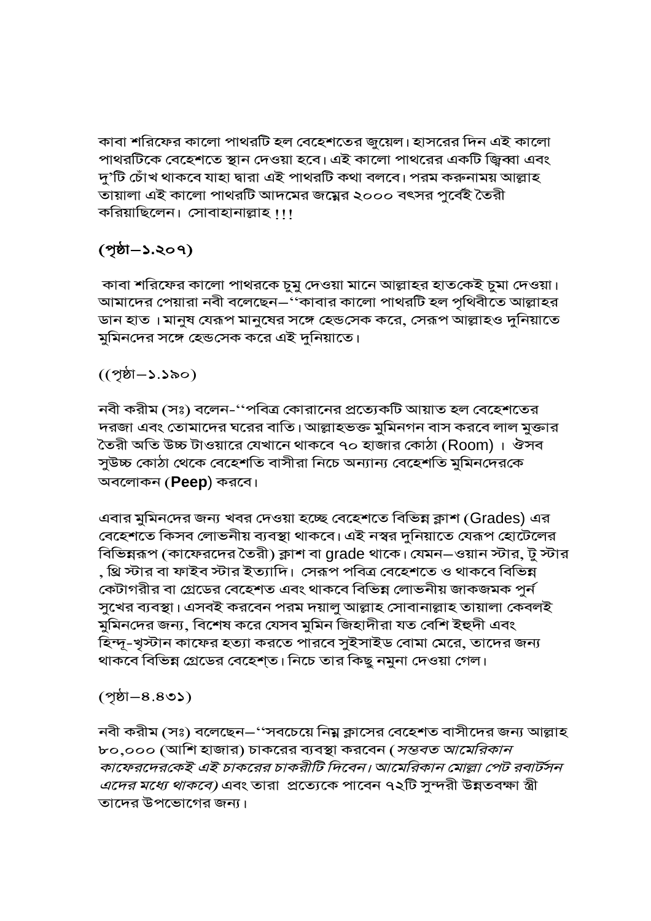কাবা শরিফের কালো পাথরটি হল বেহেশতের জুয়েল। হাসরের দিন এই কালো পাথরটিকে বেহেশতে স্থান দেওয়া হবে। এই কালো পাথরের একটি জিহ্বা এবং দু'টি চোঁখ থাকবে যাহা দ্বারা এই পাথরটি কথা বলবে। পরম করুনাময় আল্লাহ তায়ালা এই কালো পাথরটি আদমের জন্মের ২০০০ বৎসর পুর্বেই তৈরী করিয়াছিলেন। সোবাহানাল্লাহ !!!

**(পৃষ্ঠা–১.২০৭)**

কাবা শরিফের কালো পাথরকে চুমু দেওয়া মানে আল্লাহর হাতকেই চুমা দেওয়া। আমাদের পেয়ারা নবী বলেছেন–''কাবার কালো পাথরটি হল পৃথিবীতে আল্লাহর ডান হাত । মানুষ যেরূপ মানুষের সঙ্গে হেন্ডসেক করে, সেরূপ আল্লাহও দুনিয়াতে মুমিনদের সঙ্গে হেন্ডসেক করে এই দুনিয়াতে।

((পৃষ্ঠা–১.১৯০)

নবী করীম (সঃ) বলেন-''পবিত্র কোরানের প্রত্যেকটি আয়াত হল বেহেশতের দরজা এবং তোমাদের ঘরের বাতি। আল্লাহভক্ত মুমিনগন বাস করবে লাল মুক্তার তৈরী অতি উচ্চ টাওয়ারে যেখানে থাকবে ৭০ হাজার কোঠা (Room) । ঔসব সুউচ্চ কোঠা থেকে বেহেশতি বাসীরা নিচে অন্যান্য বেহেশতি মুমিনদেরকে অবলোকন (**Peep**) করবে।

এবার মুমিনদের জন্য খবর দেওয়া হচ্ছে বেহেশতে বিভিন্ন ক্লাশ (Grades) এর বেহেশতে কিসব লোভনীয় ব্যবস্থা থাকবে। এই নস্বর দুনিয়াতে যেরূপ হোটেলের বিভিন্নরূপ (কাফেরদের তৈরী) ক্লাশ বা grade থাকে। যেমন–ওয়ান স্টার, টু স্টার , থ্রি স্টার বা ফাইব স্টার ইত্যাদি। সেরূপ পবিত্র বেহেশতে ও থাকবে বিভিন্ন কেটাগরীর বা গ্রেডের বেহেশত এবং থাকবে বিভিন্ন লোভনীয় জাকজমক পুর্ন সুখের ব্যবস্থা। এসবই করবেন পরম দয়ালু আল্লাহ সোবানাল্লাহ তায়ালা কেবলই মুমিনদের জন্য, বিশেষ করে যেসব মুমিন জিহাদীরা যত বেশি ইহুদী এবং হিন্দু-খৃস্টান কাফের হত্যা করতে পারবে সুইসাইড বোমা মেরে, তাদের জন্য থাকবে বিভিন্ন গ্রেডের বেহেশ্ত। নিচে তার কিছু নমুনা দেওয়া গেল।

(পৃষ্ঠা–৪.৪৩১)

নবী করীম (সঃ) বলেছেন–''সবচেয়ে নিম্ন ক্লাসের বেহেশত বাসীদের জন্য আল্লাহ ৮০,০০০ (আশি হাজার) চাকরের ব্যবস্থা করবেন (*সম্ভবত আমেরিকান কাফেরদেরকেই এই চাকরের চাকরীটি দিবেন। আমেরিকান মোল্লা পেট রবার্টসন এদের মধ্যে থাকবে)* এবং তারা প্রত্যেকে পাবেন ৭২টি সুন্দরী উন্নতবক্ষা স্ত্রী তাদের উপভোগের জন্য।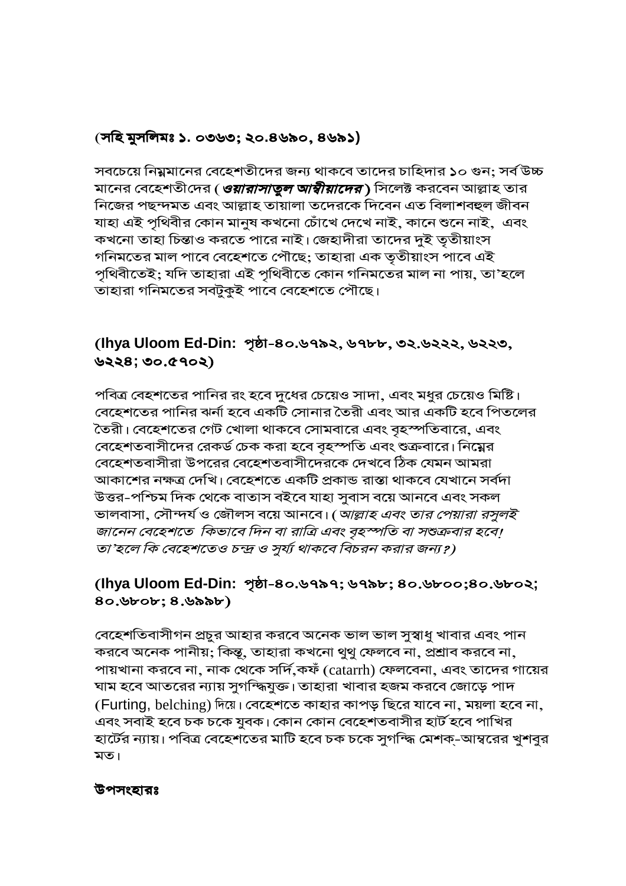**(সহি মুসলিমঃ ১. ০৩৬৩; ২০.৪৬৯০, ৪৬৯১)**

সবচেয়ে নিম্নমানের বেহেশতীদের জন্য থাকবে তাদের চাহিদার ১০ গুন; সর্ব উচ্চ মানের বেহেশতীদের (***ওয়ারাসাতুল আম্বীয়াদের***) সিলেক্ট করবেন আল্লাহ তার নিজের পছন্দমত এবং আল্লাহ তায়ালা তদেরকে দিবেন এত বিলাশবহুল জীবন যাহা এই পৃথিবীর কোন মানুষ কখনো চোঁখে দেখে নাই, কানে শুনে নাই, এবং কখনো তাহা চিন্তাও করতে পারে নাই। জেহাদীরা তাদের দুই তৃতীয়াংস গনিমতের মাল পাবে বেহেশতে পৌছে; তাহারা এক তৃতীয়াংস পাবে এই পৃথিবীতেই; যদি তাহারা এই পৃথিবীতে কোন গনিমতের মাল না পায়, তা'হলে তাহারা গনিমতের সবটুকুই পাবে বেহেশতে পৌছে।

**(Ihya Uloom Ed-Din: পৃষ্ঠা-৪০.৬৭৯২, ৬৭৮৮, ৩২.৬২২২, ৬২২৩, ৬২২৪; ৩০.৫৭০২)**

পবিত্র বেহশতের পানির রং হবে দুধের চেয়েও সাদা, এবং মধুর চেয়েও মিষ্টি। বেহেশতের পানির ঝর্না হবে একটি সোনার তৈরী এবং আর একটি হবে পিতলের তৈরী। বেহেশতের গেট খোলা থাকবে সোমবারে এবং বৃহস্পতিবারে, এবং বেহেশতবাসীদের রেকর্ড চেক করা হবে বৃহস্পতি এবং শুক্রবারে। নিম্নের বেহেশতবাসীরা উপরের বেহেশতবাসীদেরকে দেখবে ঠিক যেমন আমরা আকাশের নক্ষত্র দেখি। বেহেশতে একটি প্রকান্ড রাস্তা থাকবে যেখানে সর্বদা উত্তর-পশ্চিম দিক থেকে বাতাস বইবে যাহা সুবাস বয়ে আনবে এবং সকল ভালবাসা, সৌন্দর্য ও জৌলস বয়ে আনবে। (*আল্লাহ এবং তার পেয়ারা রসুলই জানেন বেহেশতে কিভাবে দিন বা রাত্রি এবং বৃহস্পতি বা সশুক্রবার হবে! তা'হলে কি বেহেশতেও চন্দ্র ও সুর্য্য থাকবে বিচরন করার জন্য?*)

**(Ihya Uloom Ed-Din: পৃষ্ঠা-৪০.৬৭৯৭; ৬৭৯৮; ৪০.৬৮০০;৪০.৬৮০২; ৪০.৬৮০৮; ৪.৬৯৯৮)**

বেহেশতিবাসীগন প্রচুর আহার করবে অনেক ভাল ভাল সুস্বাধু খাবার এবং পান করবে অনেক পানীয়; কিন্তু, তাহারা কখনো থুথু ফেলবে না, প্রশ্রাব করবে না, পায়খানা করবে না, নাক থেকে সর্দি,কফঁ (catarrh) ফেলবেনা, এবং তাদের গায়ের ঘাম হবে আতরের ন্যায় সুগন্ধিযুক্ত। তাহারা খাবার হজম করবে জোড়ে পাদ (Furting, belching) দিয়ে। বেহেশতে কাহার কাপড় ছিরে যাবে না, ময়লা হবে না, এবং সবাই হবে চক চকে যুবক। কোন কোন বেহেশতবাসীর হার্ট হবে পাখির হার্টের ন্যায়। পবিত্র বেহেশতের মাটি হবে চক চকে সুগন্ধি মেশক্-আম্বরের খুশবুর মত।

**উপসংহারঃ**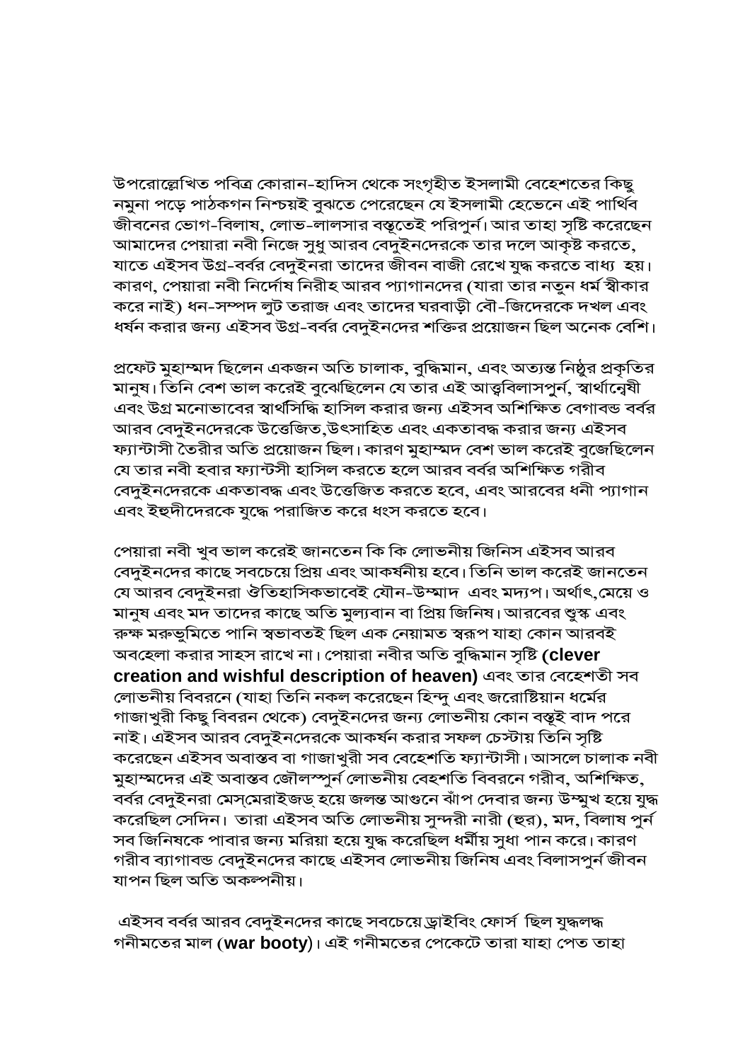উপরোল্লেখিত পবিত্র কোরান-হাদিস থেকে সংগৃহীত ইসলামী বেহেশতের কিছু নমুনা পড়ে পাঠকগন নিশ্চয়ই বুঝতে পেরেছেন যে ইসলামী হেভেনে এই পার্থিব জীবনের ভোগ-বিলাষ, লোভ-লালসার বস্তুতেই পরিপুর্ন। আর তাহা সৃষ্টি করেছেন আমাদের পেয়ারা নবী নিজে সুধু আরব বেদুইনদেরকে তার দলে আকৃষ্ট করতে, যাতে এইসব উগ্র-বর্বর বেদুইনরা তাদের জীবন বাজী রেখে যুদ্ধ করতে বাধ্য হয়। কারণ, পেয়ারা নবী নির্দোষ নিরীহ আরব প্যাগানদের (যারা তার নতুন ধর্ম স্বীকার করে নাই) ধন-সম্পদ লুট তরাজ এবং তাদের ঘরবাড়ী বৌ-জিদেরকে দখল এবং ধর্ষন করার জন্য এইসব উগ্র-বর্বর বেদুইনদের শক্তির প্রয়োজন ছিল অনেক বেশি।

প্রফেট মুহাম্মদ ছিলেন একজন অতি চালাক, বুদ্ধিমান, এবং অত্যন্ত নিষ্ঠুর প্রকৃতির মানুষ। তিনি বেশ ভাল করেই বুঝেছিলেন যে তার এই আত্ববিলাসপুর্ন, স্বার্থান্বেষী এবং উগ্র মনোভাবের স্বার্থসিদ্ধি হাসিল করার জন্য এইসব অশিক্ষিত বেগাবন্ড বর্বর আরব বেদুইনদেরকে উত্তেজিত,উৎসাহিত এবং একতাবদ্ধ করার জন্য এইসব ফ্যান্টাসী তৈরীর অতি প্রয়োজন ছিল। কারণ মুহাম্মদ বেশ ভাল করেই বুজেছিলেন যে তার নবী হবার ফ্যান্টসী হাসিল করতে হলে আরব বর্বর অশিক্ষিত গরীব বেদুইনদেরকে একতাবদ্ধ এবং উত্তেজিত করতে হবে, এবং আরবের ধনী প্যাগান এবং ইহুদীদেরকে যুদ্ধে পরাজিত করে ধংস করতে হবে।

পেয়ারা নবী খুব ভাল করেই জানতেন কি কি লোভনীয় জিনিস এইসব আরব বেদুইনদের কাছে সবচেয়ে প্রিয় এবং আকর্ষনীয় হবে। তিনি ভাল করেই জানতেন যে আরব বেদুইনরা ঔতিহাসিকভাবেই যৌন-উম্মাদ এবং মদ্যপ। অর্থাৎ,মেয়ে ও মানুষ এবং মদ তাদের কাছে অতি মুল্যবান বা প্রিয় জিনিষ। আরবের শুস্ক এবং রুক্ষ মরুভুমিতে পানি স্বভাবতই ছিল এক নেয়ামত স্বরূপ যাহা কোন আরবই অবহেলা করার সাহস রাখে না। পেয়ারা নবীর অতি বুদ্ধিমান সৃষ্টি **(clever creation and wishful description of heaven)** এবং তার বেহেশতী সব লোভনীয় বিবরনে (যাহা তিনি নকল করেছেন হিন্দু এবং জরোষ্টিয়ান ধর্মের গাজাখুরী কিছু বিবরন থেকে) বেদুইনদের জন্য লোভনীয় কোন বস্তুই বাদ পরে নাই। এইসব আরব বেদুইনদেরকে আকর্ষন করার সফল চেস্টায় তিনি সৃষ্টি করেছেন এইসব অবাস্তব বা গাজাখুরী সব বেহেশতি ফ্যান্টাসী। আসলে চালাক নবী মুহাম্মদের এই অবাস্তব জৌলস্পুর্ন লোভনীয় বেহশতি বিবরনে গরীব, অশিক্ষিত, বর্বর বেদুইনরা মেস্‌মেরাইজড্‌ হয়ে জলন্ত আগুনে ঝাঁপ দেবার জন্য উম্মুখ হয়ে যুদ্ধ করেছিল সেদিন। তারা এইসব অতি লোভনীয় সুন্দরী নারী (হুর), মদ, বিলাষ পুর্ন সব জিনিষকে পাবার জন্য মরিয়া হয়ে যুদ্ধ করেছিল ধর্মীয় সুধা পান করে। কারণ গরীব ব্যাগাবন্ড বেদুইনদের কাছে এইসব লোভনীয় জিনিষ এবং বিলাসপুর্ন জীবন যাপন ছিল অতি অকল্পনীয়।

এইসব বর্বর আরব বেদুইনদের কাছে সবচেয়ে ড্রাইবিং ফোর্স ছিল যুদ্ধলব্ধ গনীমতের মাল (**war booty**)। এই গনীমতের পেকেটে তারা যাহা পেত তাহা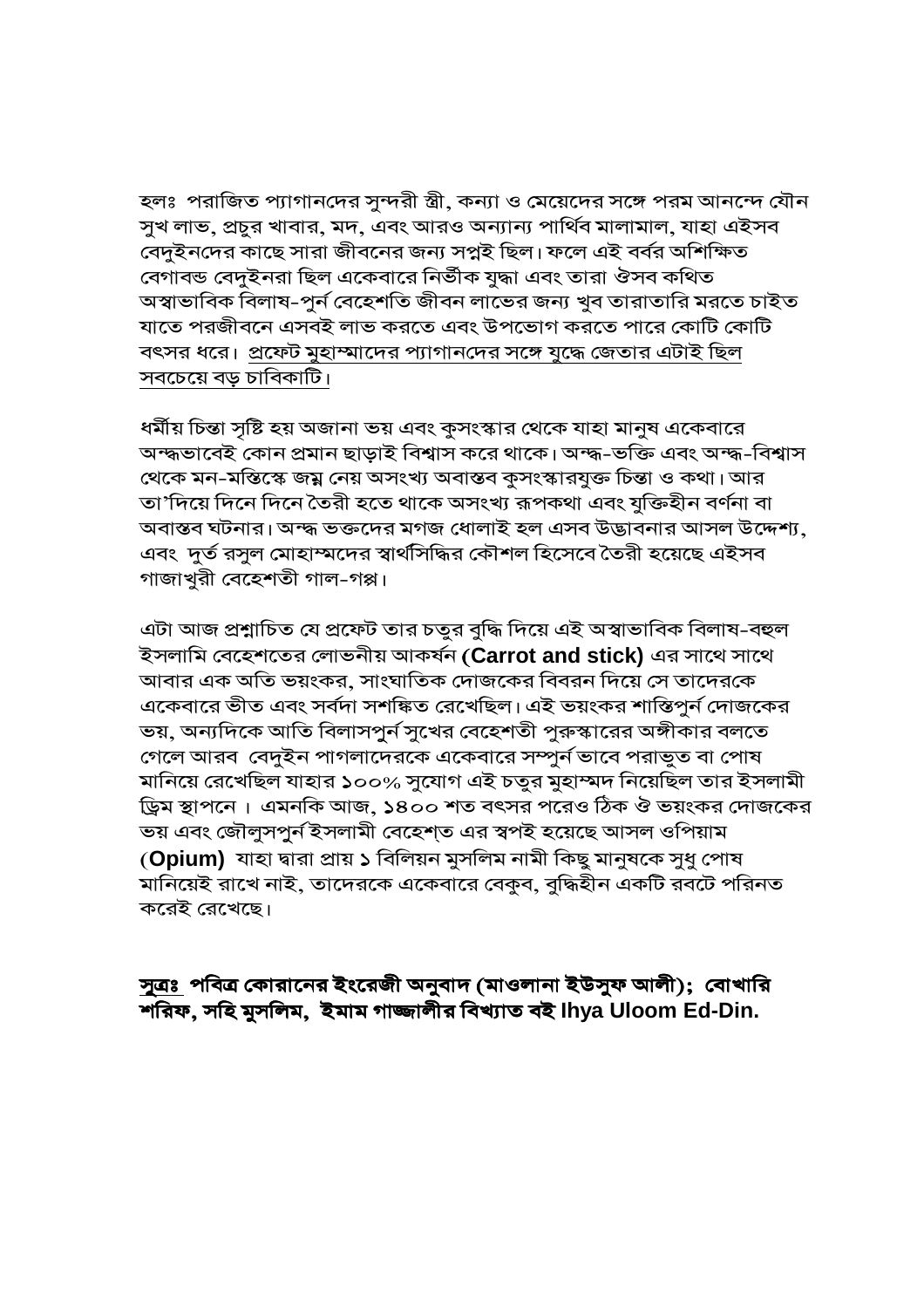হলঃ পরাজিত প্যাগানদের সুন্দরী স্ত্রী, কন্যা ও মেয়েদের সঙ্গে পরম আনন্দে যৌন সুখ লাভ, প্রচুর খাবার, মদ, এবং আরও অন্যান্য পার্থিব মালামাল, যাহা এইসব বেদুইনদের কাছে সারা জীবনের জন্য সপ্নই ছিল। ফলে এই বর্বর অশিক্ষিত বেগাবন্ড বেদুইনরা ছিল একেবারে নির্ভীক যুদ্ধা এবং তারা ঔসব কথিত অস্বাভাবিক বিলাষ-পুর্ন বেহেশতি জীবন লাভের জন্য খুব তারাতারি মরতে চাইত যাতে পরজীবনে এসবই লাভ করতে এবং উপভোগ করতে পারে কোটি কোটি বৎসর ধরে। <u>প্রফেট মুহাম্মাদের প্যাগানদের সঙ্গে যুদ্ধে জেতার এটাই ছিল সবচেয়ে বড় চাবিকাটি।</u>

ধর্মীয় চিন্তা সৃষ্টি হয় অজানা ভয় এবং কুসংস্কার থেকে যাহা মানুষ একেবারে অন্ধভাবেই কোন প্রমান ছাড়াই বিশ্বাস করে থাকে। অন্ধ-ভক্তি এবং অন্ধ-বিশ্বাস থেকে মন-মস্তিস্কে জন্ম নেয় অসংখ্য অবাস্তব কুসংস্কারযুক্ত চিন্তা ও কথা। আর তা'দিয়ে দিনে দিনে তৈরী হতে থাকে অসংখ্য রূপকথা এবং যুক্তিহীন বর্ণনা বা অবাস্তব ঘটনার। অন্ধ ভক্তদের মগজ ধোলাই হল এসব উদ্ভাবনার আসল উদ্দেশ্য, এবং দুর্ত রসুল মোহাম্মদের স্বার্থসিদ্ধির কৌশল হিসেবে তৈরী হয়েছে এইসব গাজাখুরী বেহেশতী গাল-গপ্প।

এটা আজ প্রশ্নাচিত যে প্রফেট তার চতুর বুদ্ধি দিয়ে এই অস্বাভাবিক বিলাষ-বহুল ইসলামি বেহেশতের লোভনীয় আকর্ষন **(Carrot and stick)** এর সাথে সাথে আবার এক অতি ভয়ংকর, সাংঘাতিক দোজকের বিবরন দিয়ে সে তাদেরকে একেবারে ভীত এবং সর্বদা সশঙ্কিত রেখেছিল। এই ভয়ংকর শাস্তিপুর্ন দোজকের ভয়, অন্যদিকে আতি বিলাসপুর্ন সুখের বেহেশতী পুরুস্কারের অঙ্গীকার বলতে গেলে আরব বেদুইন পাগলাদেরকে একেবারে সম্পুর্ন ভাবে পরাভুত বা পোষ মানিয়ে রেখেছিল যাহার ১০০% সুযোগ এই চতুর মুহাম্মদ নিয়েছিল তার ইসলামী ড্রিম স্থাপনে । এমনকি আজ, ১৪০০ শত বৎসর পরেও ঠিক ঔ ভয়ংকর দোজকের ভয় এবং জৌলুসপুর্ন ইসলামী বেহেশ্ত এর স্বপই হয়েছে আসল ওপিয়াম **(Opium)** যাহা দ্বারা প্রায় ১ বিলিয়ন মুসলিম নামী কিছু মানুষকে সুধু পোষ মানিয়েই রাখে নাই, তাদেরকে একেবারে বেকুব, বুদ্ধিহীন একটি রবটে পরিনত করেই রেখেছে।

**<u>সুত্রঃ</u> পবিত্র কোরানের ইংরেজী অনুবাদ (মাওলানা ইউসুফ আলী); বোখারি শরিফ, সহি মুসলিম, ইমাম গাজ্জালীর বিখ্যাত বই Ihya Uloom Ed-Din.**